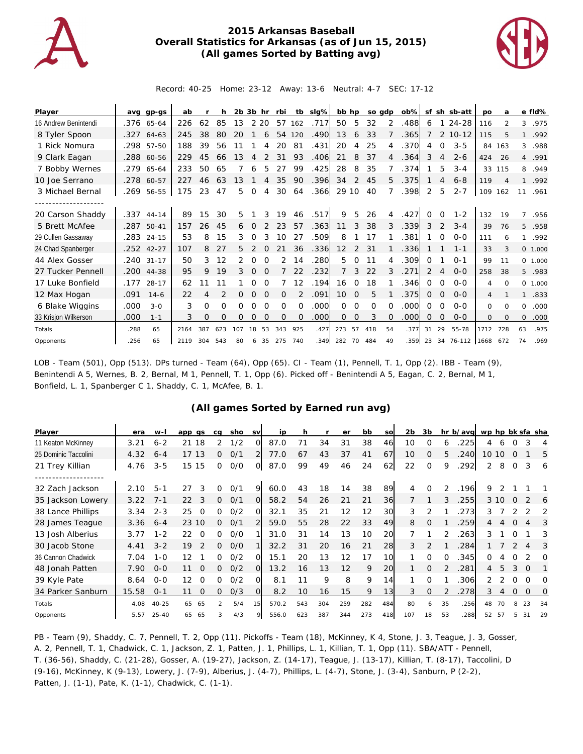# 2015 Arkansas Baseball
## Overall Statistics for Arkansas (as of Jun 15, 2015)
### (All games Sorted by Batting avg)

Record: 40-25 Home: 23-12 Away: 13-6 Neutral: 4-7 SEC: 17-12

| Player | avg | gp-gs | ab | r | h | 2b | 3b | hr | rbi | tb | slg% | bb | hp | so | gdp | ob% | sf | sh | sb-att | po | a | e | fld% |
|---|---|---|---|---|---|---|---|---|---|---|---|---|---|---|---|---|---|---|---|---|---|---|---|
| 16 Andrew Benintendi | .376 | 65-64 | 226 | 62 | 85 | 13 | 2 | 20 | 57 | 162 | .717 | 50 | 5 | 32 | 2 | .488 | 6 | 1 | 24-28 | 116 | 2 | 3 | .975 |
| 8 Tyler Spoon | .327 | 64-63 | 245 | 38 | 80 | 20 | 1 | 6 | 54 | 120 | .490 | 13 | 6 | 33 | 7 | .365 | 7 | 2 | 10-12 | 115 | 5 | 1 | .992 |
| 1 Rick Nomura | .298 | 57-50 | 188 | 39 | 56 | 11 | 1 | 4 | 20 | 81 | .431 | 20 | 4 | 25 | 4 | .370 | 4 | 0 | 3-5 | 84 | 163 | 3 | .988 |
| 9 Clark Eagan | .288 | 60-56 | 229 | 45 | 66 | 13 | 4 | 2 | 31 | 93 | .406 | 21 | 8 | 37 | 4 | .364 | 3 | 4 | 2-6 | 424 | 26 | 4 | .991 |
| 7 Bobby Wernes | .279 | 65-64 | 233 | 50 | 65 | 7 | 6 | 5 | 27 | 99 | .425 | 28 | 8 | 35 | 7 | .374 | 1 | 5 | 3-4 | 33 | 115 | 8 | .949 |
| 10 Joe Serrano | .278 | 60-57 | 227 | 46 | 63 | 13 | 1 | 4 | 35 | 90 | .396 | 34 | 2 | 45 | 5 | .375 | 1 | 4 | 6-8 | 119 | 4 | 1 | .992 |
| 3 Michael Bernal | .269 | 56-55 | 175 | 23 | 47 | 5 | 0 | 4 | 30 | 64 | .366 | 29 | 10 | 40 | 7 | .398 | 2 | 5 | 2-7 | 109 | 162 | 11 | .961 |
| -------------------- | | | | | | | | | | | | | | | | | | | | | | | |
| 20 Carson Shaddy | .337 | 44-14 | 89 | 15 | 30 | 5 | 1 | 3 | 19 | 46 | .517 | 9 | 5 | 26 | 4 | .427 | 0 | 0 | 1-2 | 132 | 19 | 7 | .956 |
| 5 Brett McAfee | .287 | 50-41 | 157 | 26 | 45 | 6 | 0 | 2 | 23 | 57 | .363 | 11 | 3 | 38 | 3 | .339 | 3 | 2 | 3-4 | 39 | 76 | 5 | .958 |
| 29 Cullen Gassaway | .283 | 24-15 | 53 | 8 | 15 | 3 | 0 | 3 | 10 | 27 | .509 | 8 | 1 | 17 | 1 | .381 | 1 | 0 | 0-0 | 111 | 6 | 1 | .992 |
| 24 Chad Spanberger | .252 | 42-27 | 107 | 8 | 27 | 5 | 2 | 0 | 21 | 36 | .336 | 12 | 2 | 31 | 1 | .336 | 1 | 1 | 1-1 | 33 | 3 | 0 | 1.000 |
| 44 Alex Gosser | .240 | 31-17 | 50 | 3 | 12 | 2 | 0 | 0 | 2 | 14 | .280 | 5 | 0 | 11 | 4 | .309 | 0 | 1 | 0-1 | 99 | 11 | 0 | 1.000 |
| 27 Tucker Pennell | .200 | 44-38 | 95 | 9 | 19 | 3 | 0 | 0 | 7 | 22 | .232 | 7 | 3 | 22 | 3 | .271 | 2 | 4 | 0-0 | 258 | 38 | 5 | .983 |
| 17 Luke Bonfield | .177 | 28-17 | 62 | 11 | 11 | 1 | 0 | 0 | 7 | 12 | .194 | 16 | 0 | 18 | 1 | .346 | 0 | 0 | 0-0 | 4 | 0 | 0 | 1.000 |
| 12 Max Hogan | .091 | 14-6 | 22 | 4 | 2 | 0 | 0 | 0 | 0 | 2 | .091 | 10 | 0 | 5 | 1 | .375 | 0 | 0 | 0-0 | 4 | 1 | 1 | .833 |
| 6 Blake Wiggins | .000 | 3-0 | 3 | 0 | 0 | 0 | 0 | 0 | 0 | 0 | .000 | 0 | 0 | 0 | 0 | .000 | 0 | 0 | 0-0 | 0 | 0 | 0 | .000 |
| 33 Krisjon Wilkerson | .000 | 1-1 | 3 | 0 | 0 | 0 | 0 | 0 | 0 | 0 | .000 | 0 | 0 | 3 | 0 | .000 | 0 | 0 | 0-0 | 0 | 0 | 0 | .000 |
| Totals | .288 | 65 | 2164 | 387 | 623 | 107 | 18 | 53 | 343 | 925 | .427 | 273 | 57 | 418 | 54 | .377 | 31 | 29 | 55-78 | 1712 | 728 | 63 | .975 |
| Opponents | .256 | 65 | 2119 | 304 | 543 | 80 | 6 | 35 | 275 | 740 | .349 | 282 | 70 | 484 | 49 | .359 | 23 | 34 | 76-112 | 1668 | 672 | 74 | .969 |

LOB - Team (501), Opp (513). DPs turned - Team (64), Opp (65). CI - Team (1), Pennell, T. 1, Opp (2). IBB - Team (9), Benintendi A 5, Wernes, B. 2, Bernal, M 1, Pennell, T. 1, Opp (6). Picked off - Benintendi A 5, Eagan, C. 2, Bernal, M 1, Bonfield, L. 1, Spanberger C 1, Shaddy, C. 1, McAfee, B. 1.

### (All games Sorted by Earned run avg)

| Player | era | w-l | app | gs | cg | sho | sv | ip | h | r | er | bb | so | 2b | 3b | hr | b/avg | wp | hp | bk | sfa | sha |
|---|---|---|---|---|---|---|---|---|---|---|---|---|---|---|---|---|---|---|---|---|---|---|
| 11 Keaton McKinney | 3.21 | 6-2 | 21 | 18 | 2 | 1/2 | 0 | 87.0 | 71 | 34 | 31 | 38 | 46 | 10 | 0 | 6 | .225 | 4 | 6 | 0 | 3 | 4 |
| 25 Dominic Taccolini | 4.32 | 6-4 | 17 | 13 | 0 | 0/1 | 2 | 77.0 | 67 | 43 | 37 | 41 | 67 | 10 | 0 | 5 | .240 | 10 | 10 | 0 | 1 | 5 |
| 21 Trey Killian | 4.76 | 3-5 | 15 | 15 | 0 | 0/0 | 0 | 87.0 | 99 | 49 | 46 | 24 | 62 | 22 | 0 | 9 | .292 | 2 | 8 | 0 | 3 | 6 |
| -------------------- | | | | | | | | | | | | | | | | | | | | | | |
| 32 Zach Jackson | 2.10 | 5-1 | 27 | 3 | 0 | 0/1 | 9 | 60.0 | 43 | 18 | 14 | 38 | 89 | 4 | 0 | 2 | .196 | 9 | 2 | 1 | 1 | 1 |
| 35 Jackson Lowery | 3.22 | 7-1 | 22 | 3 | 0 | 0/1 | 0 | 58.2 | 54 | 26 | 21 | 21 | 36 | 7 | 1 | 3 | .255 | 3 | 10 | 0 | 2 | 6 |
| 38 Lance Phillips | 3.34 | 2-3 | 25 | 0 | 0 | 0/2 | 0 | 32.1 | 35 | 21 | 12 | 12 | 30 | 3 | 2 | 1 | .273 | 3 | 7 | 2 | 2 | 2 |
| 28 James Teague | 3.36 | 6-4 | 23 | 10 | 0 | 0/1 | 2 | 59.0 | 55 | 28 | 22 | 33 | 49 | 8 | 0 | 1 | .259 | 4 | 4 | 0 | 4 | 3 |
| 13 Josh Alberius | 3.77 | 1-2 | 22 | 0 | 0 | 0/0 | 1 | 31.0 | 31 | 14 | 13 | 10 | 20 | 7 | 1 | 2 | .263 | 3 | 1 | 0 | 1 | 3 |
| 30 Jacob Stone | 4.41 | 3-2 | 19 | 2 | 0 | 0/0 | 1 | 32.2 | 31 | 20 | 16 | 21 | 28 | 3 | 2 | 1 | .284 | 1 | 7 | 2 | 4 | 3 |
| 36 Cannon Chadwick | 7.04 | 1-0 | 12 | 1 | 0 | 0/2 | 0 | 15.1 | 20 | 13 | 12 | 17 | 10 | 1 | 0 | 0 | .345 | 0 | 4 | 0 | 2 | 0 |
| 48 Jonah Patten | 7.90 | 0-0 | 11 | 0 | 0 | 0/2 | 0 | 13.2 | 16 | 13 | 12 | 9 | 20 | 1 | 0 | 2 | .281 | 4 | 5 | 3 | 0 | 1 |
| 39 Kyle Pate | 8.64 | 0-0 | 12 | 0 | 0 | 0/2 | 0 | 8.1 | 11 | 9 | 8 | 9 | 14 | 1 | 0 | 1 | .306 | 2 | 2 | 0 | 0 | 0 |
| 34 Parker Sanburn | 15.58 | 0-1 | 11 | 0 | 0 | 0/3 | 0 | 8.2 | 10 | 16 | 15 | 9 | 13 | 3 | 0 | 2 | .278 | 3 | 4 | 0 | 0 | 0 |
| Totals | 4.08 | 40-25 | 65 | 65 | 2 | 5/4 | 15 | 570.2 | 543 | 304 | 259 | 282 | 484 | 80 | 6 | 35 | .256 | 48 | 70 | 8 | 23 | 34 |
| Opponents | 5.57 | 25-40 | 65 | 65 | 3 | 4/3 | 9 | 556.0 | 623 | 387 | 344 | 273 | 418 | 107 | 18 | 53 | .288 | 52 | 57 | 5 | 31 | 29 |

PB - Team (9), Shaddy, C. 7, Pennell, T. 2, Opp (11). Pickoffs - Team (18), McKinney, K 4, Stone, J. 3, Teague, J. 3, Gosser, A. 2, Pennell, T. 1, Chadwick, C. 1, Jackson, Z. 1, Patten, J. 1, Phillips, L. 1, Killian, T. 1, Opp (11). SBA/ATT - Pennell, T. (36-56), Shaddy, C. (21-28), Gosser, A. (19-27), Jackson, Z. (14-17), Teague, J. (13-17), Killian, T. (8-17), Taccolini, D (9-16), McKinney, K (9-13), Lowery, J. (7-9), Alberius, J. (4-7), Phillips, L. (4-7), Stone, J. (3-4), Sanburn, P (2-2), Patten, J. (1-1), Pate, K. (1-1), Chadwick, C. (1-1).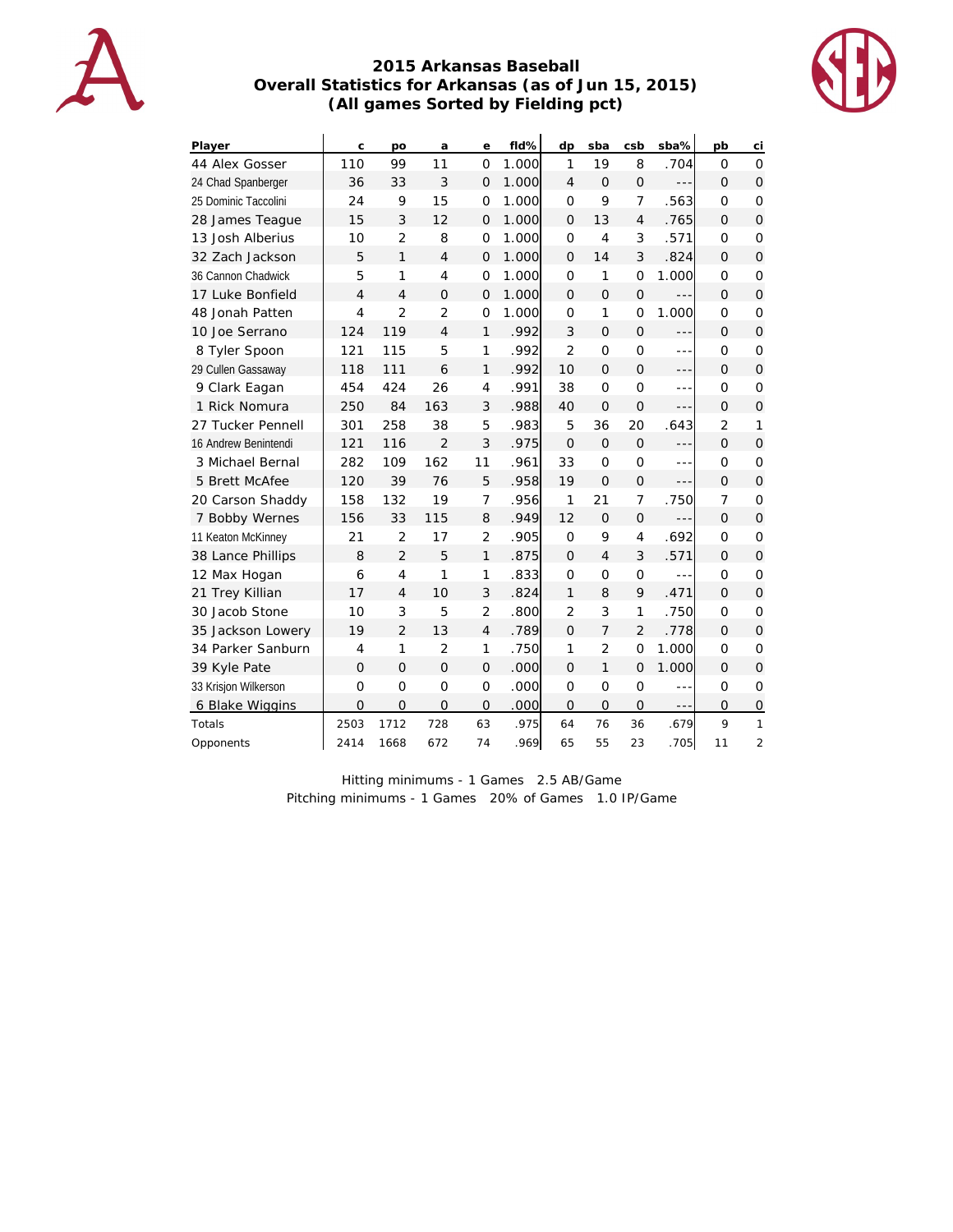## 2015 Arkansas Baseball
## Overall Statistics for Arkansas (as of Jun 15, 2015)
## (All games Sorted by Fielding pct)

| Player | c | po | a | e | fld% | dp | sba | csb | sba% | pb | ci |
|---|---|---|---|---|---|---|---|---|---|---|---|
| 44 Alex Gosser | 110 | 99 | 11 | 0 | 1.000 | 1 | 19 | 8 | .704 | 0 | 0 |
| 24 Chad Spanberger | 36 | 33 | 3 | 0 | 1.000 | 4 | 0 | 0 | --- | 0 | 0 |
| 25 Dominic Taccolini | 24 | 9 | 15 | 0 | 1.000 | 0 | 9 | 7 | .563 | 0 | 0 |
| 28 James Teague | 15 | 3 | 12 | 0 | 1.000 | 0 | 13 | 4 | .765 | 0 | 0 |
| 13 Josh Alberius | 10 | 2 | 8 | 0 | 1.000 | 0 | 4 | 3 | .571 | 0 | 0 |
| 32 Zach Jackson | 5 | 1 | 4 | 0 | 1.000 | 0 | 14 | 3 | .824 | 0 | 0 |
| 36 Cannon Chadwick | 5 | 1 | 4 | 0 | 1.000 | 0 | 1 | 0 | 1.000 | 0 | 0 |
| 17 Luke Bonfield | 4 | 4 | 0 | 0 | 1.000 | 0 | 0 | 0 | --- | 0 | 0 |
| 48 Jonah Patten | 4 | 2 | 2 | 0 | 1.000 | 0 | 1 | 0 | 1.000 | 0 | 0 |
| 10 Joe Serrano | 124 | 119 | 4 | 1 | .992 | 3 | 0 | 0 | --- | 0 | 0 |
| 8 Tyler Spoon | 121 | 115 | 5 | 1 | .992 | 2 | 0 | 0 | --- | 0 | 0 |
| 29 Cullen Gassaway | 118 | 111 | 6 | 1 | .992 | 10 | 0 | 0 | --- | 0 | 0 |
| 9 Clark Eagan | 454 | 424 | 26 | 4 | .991 | 38 | 0 | 0 | --- | 0 | 0 |
| 1 Rick Nomura | 250 | 84 | 163 | 3 | .988 | 40 | 0 | 0 | --- | 0 | 0 |
| 27 Tucker Pennell | 301 | 258 | 38 | 5 | .983 | 5 | 36 | 20 | .643 | 2 | 1 |
| 16 Andrew Benintendi | 121 | 116 | 2 | 3 | .975 | 0 | 0 | 0 | --- | 0 | 0 |
| 3 Michael Bernal | 282 | 109 | 162 | 11 | .961 | 33 | 0 | 0 | --- | 0 | 0 |
| 5 Brett McAfee | 120 | 39 | 76 | 5 | .958 | 19 | 0 | 0 | --- | 0 | 0 |
| 20 Carson Shaddy | 158 | 132 | 19 | 7 | .956 | 1 | 21 | 7 | .750 | 7 | 0 |
| 7 Bobby Wernes | 156 | 33 | 115 | 8 | .949 | 12 | 0 | 0 | --- | 0 | 0 |
| 11 Keaton McKinney | 21 | 2 | 17 | 2 | .905 | 0 | 9 | 4 | .692 | 0 | 0 |
| 38 Lance Phillips | 8 | 2 | 5 | 1 | .875 | 0 | 4 | 3 | .571 | 0 | 0 |
| 12 Max Hogan | 6 | 4 | 1 | 1 | .833 | 0 | 0 | 0 | --- | 0 | 0 |
| 21 Trey Killian | 17 | 4 | 10 | 3 | .824 | 1 | 8 | 9 | .471 | 0 | 0 |
| 30 Jacob Stone | 10 | 3 | 5 | 2 | .800 | 2 | 3 | 1 | .750 | 0 | 0 |
| 35 Jackson Lowery | 19 | 2 | 13 | 4 | .789 | 0 | 7 | 2 | .778 | 0 | 0 |
| 34 Parker Sanburn | 4 | 1 | 2 | 1 | .750 | 1 | 2 | 0 | 1.000 | 0 | 0 |
| 39 Kyle Pate | 0 | 0 | 0 | 0 | .000 | 0 | 1 | 0 | 1.000 | 0 | 0 |
| 33 Krisjon Wilkerson | 0 | 0 | 0 | 0 | .000 | 0 | 0 | 0 | --- | 0 | 0 |
| 6 Blake Wiggins | 0 | 0 | 0 | 0 | .000 | 0 | 0 | 0 | --- | 0 | 0 |
| Totals | 2503 | 1712 | 728 | 63 | .975 | 64 | 76 | 36 | .679 | 9 | 1 |
| Opponents | 2414 | 1668 | 672 | 74 | .969 | 65 | 55 | 23 | .705 | 11 | 2 |

Hitting minimums - 1 Games 2.5 AB/Game
Pitching minimums - 1 Games 20% of Games 1.0 IP/Game